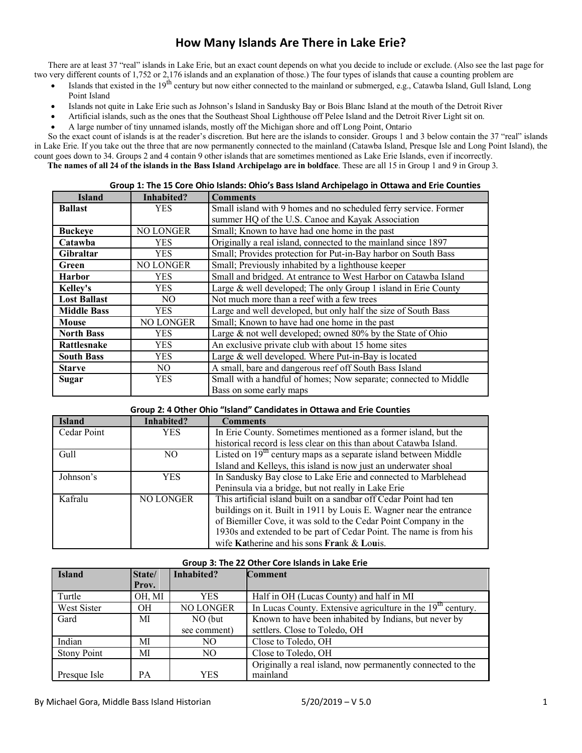# How Many Islands Are There in Lake Erie?

There are at least 37 "real" islands in Lake Erie, but an exact count depends on what you decide to include or exclude. (Also see the last page for two very different counts of 1,752 or 2,176 islands and an explanation of those.) The four types of islands that cause a counting problem are

- Islands that existed in the 19th century but now either connected to the mainland or submerged, e.g., Catawba Island, Gull Island, Long Point Island
- Islands not quite in Lake Erie such as Johnson's Island in Sandusky Bay or Bois Blanc Island at the mouth of the Detroit River
- Artificial islands, such as the ones that the Southeast Shoal Lighthouse off Pelee Island and the Detroit River Light sit on.
- A large number of tiny unnamed islands, mostly off the Michigan shore and off Long Point, Ontario

So the exact count of islands is at the reader's discretion. But here are the islands to consider. Groups 1 and 3 below contain the 37 "real" islands in Lake Erie. If you take out the three that are now permanently connected to the mainland (Catawba Island, Presque Isle and Long Point Island), the count goes down to 34. Groups 2 and 4 contain 9 other islands that are sometimes mentioned as Lake Erie Islands, even if incorrectly.

**The names of all 24 of the islands in the Bass Island Archipelago are in boldface**. These are all 15 in Group 1 and 9 in Group 3.

**Group 1: The 15 Core Ohio Islands: Ohio's Bass Island Archipelago in Ottawa and Erie Counties**

| Island | Inhabited? | Comments |
|---|---|---|
| **Ballast** | YES | Small island with 9 homes and no scheduled ferry service. Former summer HQ of the U.S. Canoe and Kayak Association |
| **Buckeye** | NO LONGER | Small; Known to have had one home in the past |
| **Catawba** | YES | Originally a real island, connected to the mainland since 1897 |
| **Gibraltar** | YES | Small; Provides protection for Put-in-Bay harbor on South Bass |
| **Green** | NO LONGER | Small; Previously inhabited by a lighthouse keeper |
| **Harbor** | YES | Small and bridged. At entrance to West Harbor on Catawba Island |
| **Kelley's** | YES | Large & well developed; The only Group 1 island in Erie County |
| **Lost Ballast** | NO | Not much more than a reef with a few trees |
| **Middle Bass** | YES | Large and well developed, but only half the size of South Bass |
| **Mouse** | NO LONGER | Small; Known to have had one home in the past |
| **North Bass** | YES | Large & not well developed; owned 80% by the State of Ohio |
| **Rattlesnake** | YES | An exclusive private club with about 15 home sites |
| **South Bass** | YES | Large & well developed. Where Put-in-Bay is located |
| **Starve** | NO | A small, bare and dangerous reef off South Bass Island |
| **Sugar** | YES | Small with a handful of homes; Now separate; connected to Middle Bass on some early maps |

**Group 2: 4 Other Ohio "Island" Candidates in Ottawa and Erie Counties**

| Island | Inhabited? | Comments |
|---|---|---|
| Cedar Point | YES | In Erie County. Sometimes mentioned as a former island, but the historical record is less clear on this than about Catawba Island. |
| Gull | NO | Listed on 19th century maps as a separate island between Middle Island and Kelleys, this island is now just an underwater shoal |
| Johnson's | YES | In Sandusky Bay close to Lake Erie and connected to Marblehead Peninsula via a bridge, but not really in Lake Erie |
| Kafralu | NO LONGER | This artificial island built on a sandbar off Cedar Point had ten buildings on it. Built in 1911 by Louis E. Wagner near the entrance of Biemiller Cove, it was sold to the Cedar Point Company in the 1930s and extended to be part of Cedar Point. The name is from his wife **Ka**therine and his sons **Fra**nk & **Lou**is. |

**Group 3: The 22 Other Core Islands in Lake Erie**

| Island | State/ Prov. | Inhabited? | Comment |
|---|---|---|---|
| Turtle | OH, MI | YES | Half in OH (Lucas County) and half in MI |
| West Sister | OH | NO LONGER | In Lucas County. Extensive agriculture in the 19th century. |
| Gard | MI | NO (but see comment) | Known to have been inhabited by Indians, but never by settlers. Close to Toledo, OH |
| Indian | MI | NO | Close to Toledo, OH |
| Stony Point | MI | NO | Close to Toledo, OH |
| Presque Isle | PA | YES | Originally a real island, now permanently connected to the mainland |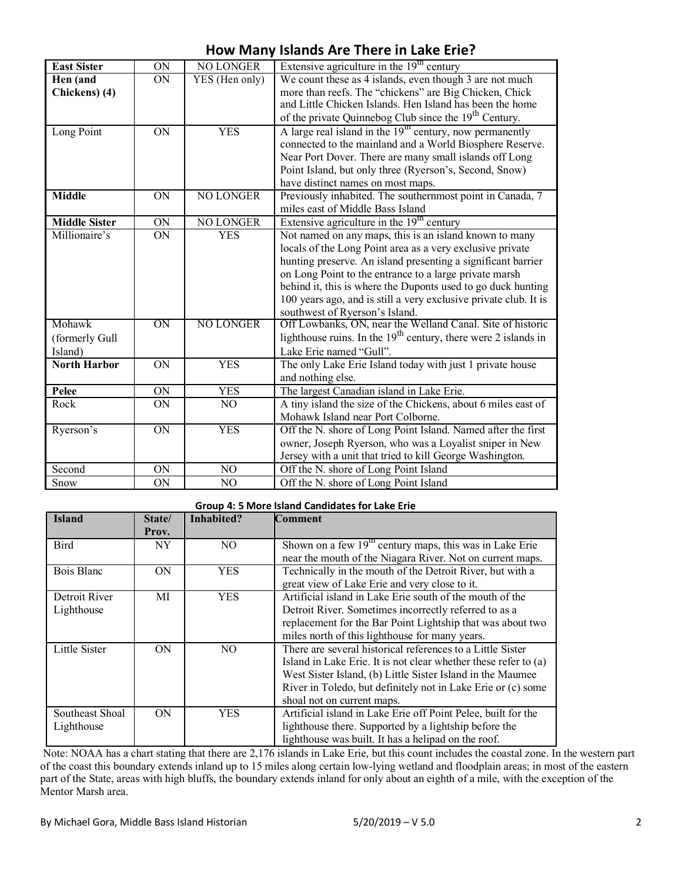# How Many Islands Are There in Lake Erie?

| | | | |
|---|---|---|---|
| **East Sister** | ON | NO LONGER | Extensive agriculture in the 19th century |
| **Hen (and Chickens) (4)** | ON | YES (Hen only) | We count these as 4 islands, even though 3 are not much more than reefs. The "chickens" are Big Chicken, Chick and Little Chicken Islands. Hen Island has been the home of the private Quinnebog Club since the 19th Century. |
| Long Point | ON | YES | A large real island in the 19th century, now permanently connected to the mainland and a World Biosphere Reserve. Near Port Dover. There are many small islands off Long Point Island, but only three (Ryerson's, Second, Snow) have distinct names on most maps. |
| **Middle** | ON | NO LONGER | Previously inhabited. The southernmost point in Canada, 7 miles east of Middle Bass Island |
| **Middle Sister** | ON | NO LONGER | Extensive agriculture in the 19th century |
| Millionaire's | ON | YES | Not named on any maps, this is an island known to many locals of the Long Point area as a very exclusive private hunting preserve. An island presenting a significant barrier on Long Point to the entrance to a large private marsh behind it, this is where the Duponts used to go duck hunting 100 years ago, and is still a very exclusive private club. It is southwest of Ryerson's Island. |
| Mohawk (formerly Gull Island) | ON | NO LONGER | Off Lowbanks, ON, near the Welland Canal. Site of historic lighthouse ruins. In the 19th century, there were 2 islands in Lake Erie named "Gull". |
| **North Harbor** | ON | YES | The only Lake Erie Island today with just 1 private house and nothing else. |
| **Pelee** | ON | YES | The largest Canadian island in Lake Erie. |
| Rock | ON | NO | A tiny island the size of the Chickens, about 6 miles east of Mohawk Island near Port Colborne. |
| Ryerson's | ON | YES | Off the N. shore of Long Point Island. Named after the first owner, Joseph Ryerson, who was a Loyalist sniper in New Jersey with a unit that tried to kill George Washington. |
| Second | ON | NO | Off the N. shore of Long Point Island |
| Snow | ON | NO | Off the N. shore of Long Point Island |

**Group 4: 5 More Island Candidates for Lake Erie**

| Island | State/ Prov. | Inhabited? | Comment |
|---|---|---|---|
| Bird | NY | NO | Shown on a few 19th century maps, this was in Lake Erie near the mouth of the Niagara River. Not on current maps. |
| Bois Blanc | ON | YES | Technically in the mouth of the Detroit River, but with a great view of Lake Erie and very close to it. |
| Detroit River Lighthouse | MI | YES | Artificial island in Lake Erie south of the mouth of the Detroit River. Sometimes incorrectly referred to as a replacement for the Bar Point Lightship that was about two miles north of this lighthouse for many years. |
| Little Sister | ON | NO | There are several historical references to a Little Sister Island in Lake Erie. It is not clear whether these refer to (a) West Sister Island, (b) Little Sister Island in the Maumee River in Toledo, but definitely not in Lake Erie or (c) some shoal not on current maps. |
| Southeast Shoal Lighthouse | ON | YES | Artificial island in Lake Erie off Point Pelee, built for the lighthouse there. Supported by a lightship before the lighthouse was built. It has a helipad on the roof. |

Note: NOAA has a chart stating that there are 2,176 islands in Lake Erie, but this count includes the coastal zone. In the western part of the coast this boundary extends inland up to 15 miles along certain low-lying wetland and floodplain areas; in most of the eastern part of the State, areas with high bluffs, the boundary extends inland for only about an eighth of a mile, with the exception of the Mentor Marsh area.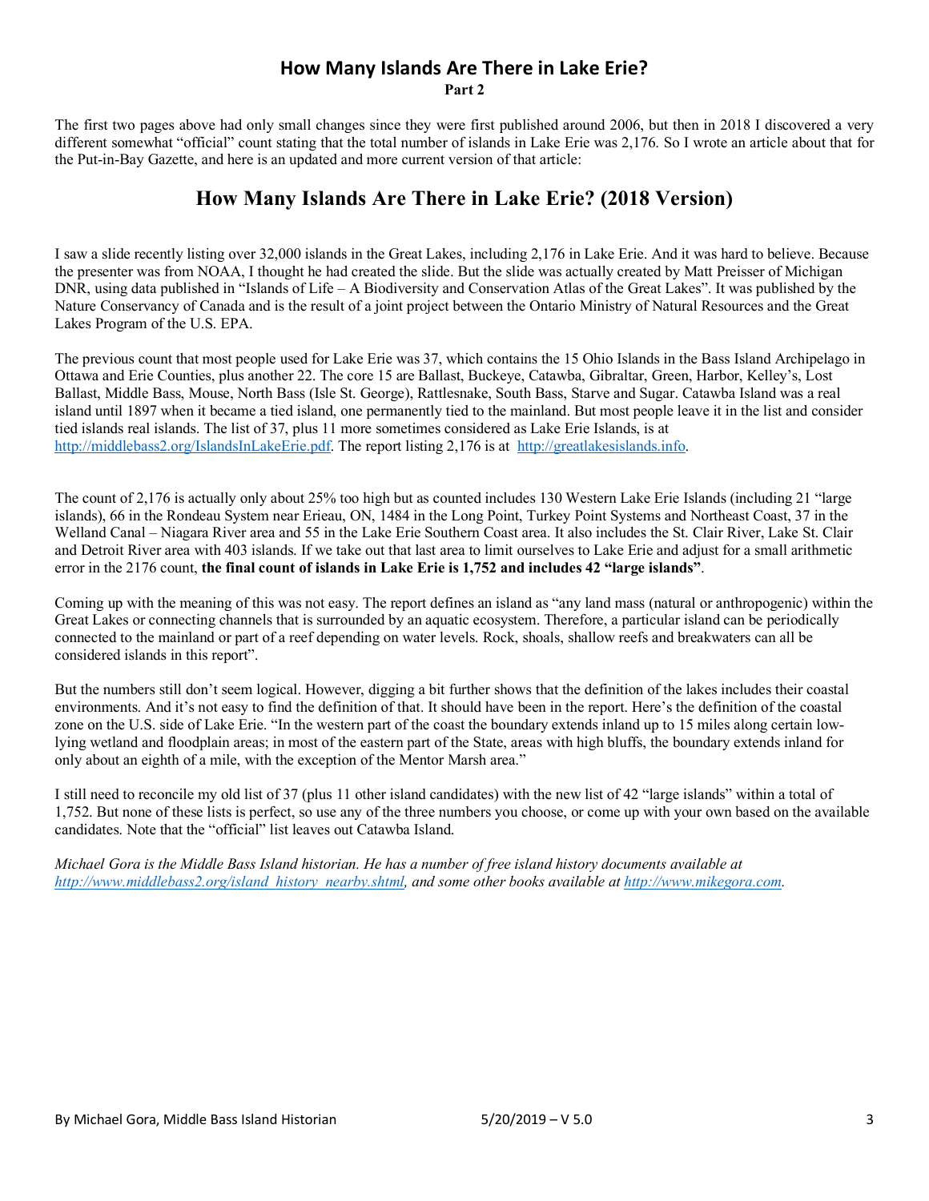# How Many Islands Are There in Lake Erie?

**Part 2**

The first two pages above had only small changes since they were first published around 2006, but then in 2018 I discovered a very different somewhat "official" count stating that the total number of islands in Lake Erie was 2,176. So I wrote an article about that for the Put-in-Bay Gazette, and here is an updated and more current version of that article:

## How Many Islands Are There in Lake Erie? (2018 Version)

I saw a slide recently listing over 32,000 islands in the Great Lakes, including 2,176 in Lake Erie. And it was hard to believe. Because the presenter was from NOAA, I thought he had created the slide. But the slide was actually created by Matt Preisser of Michigan DNR, using data published in "Islands of Life – A Biodiversity and Conservation Atlas of the Great Lakes". It was published by the Nature Conservancy of Canada and is the result of a joint project between the Ontario Ministry of Natural Resources and the Great Lakes Program of the U.S. EPA.

The previous count that most people used for Lake Erie was 37, which contains the 15 Ohio Islands in the Bass Island Archipelago in Ottawa and Erie Counties, plus another 22. The core 15 are Ballast, Buckeye, Catawba, Gibraltar, Green, Harbor, Kelley's, Lost Ballast, Middle Bass, Mouse, North Bass (Isle St. George), Rattlesnake, South Bass, Starve and Sugar. Catawba Island was a real island until 1897 when it became a tied island, one permanently tied to the mainland. But most people leave it in the list and consider tied islands real islands. The list of 37, plus 11 more sometimes considered as Lake Erie Islands, is at http://middlebass2.org/IslandsInLakeErie.pdf. The report listing 2,176 is at http://greatlakesislands.info.

The count of 2,176 is actually only about 25% too high but as counted includes 130 Western Lake Erie Islands (including 21 "large islands), 66 in the Rondeau System near Erieau, ON, 1484 in the Long Point, Turkey Point Systems and Northeast Coast, 37 in the Welland Canal – Niagara River area and 55 in the Lake Erie Southern Coast area. It also includes the St. Clair River, Lake St. Clair and Detroit River area with 403 islands. If we take out that last area to limit ourselves to Lake Erie and adjust for a small arithmetic error in the 2176 count, **the final count of islands in Lake Erie is 1,752 and includes 42 "large islands"**.

Coming up with the meaning of this was not easy. The report defines an island as "any land mass (natural or anthropogenic) within the Great Lakes or connecting channels that is surrounded by an aquatic ecosystem. Therefore, a particular island can be periodically connected to the mainland or part of a reef depending on water levels. Rock, shoals, shallow reefs and breakwaters can all be considered islands in this report".

But the numbers still don't seem logical. However, digging a bit further shows that the definition of the lakes includes their coastal environments. And it's not easy to find the definition of that. It should have been in the report. Here's the definition of the coastal zone on the U.S. side of Lake Erie. "In the western part of the coast the boundary extends inland up to 15 miles along certain low-lying wetland and floodplain areas; in most of the eastern part of the State, areas with high bluffs, the boundary extends inland for only about an eighth of a mile, with the exception of the Mentor Marsh area."

I still need to reconcile my old list of 37 (plus 11 other island candidates) with the new list of 42 "large islands" within a total of 1,752. But none of these lists is perfect, so use any of the three numbers you choose, or come up with your own based on the available candidates. Note that the "official" list leaves out Catawba Island.

*Michael Gora is the Middle Bass Island historian. He has a number of free island history documents available at http://www.middlebass2.org/island_history_nearby.shtml, and some other books available at http://www.mikegora.com.*